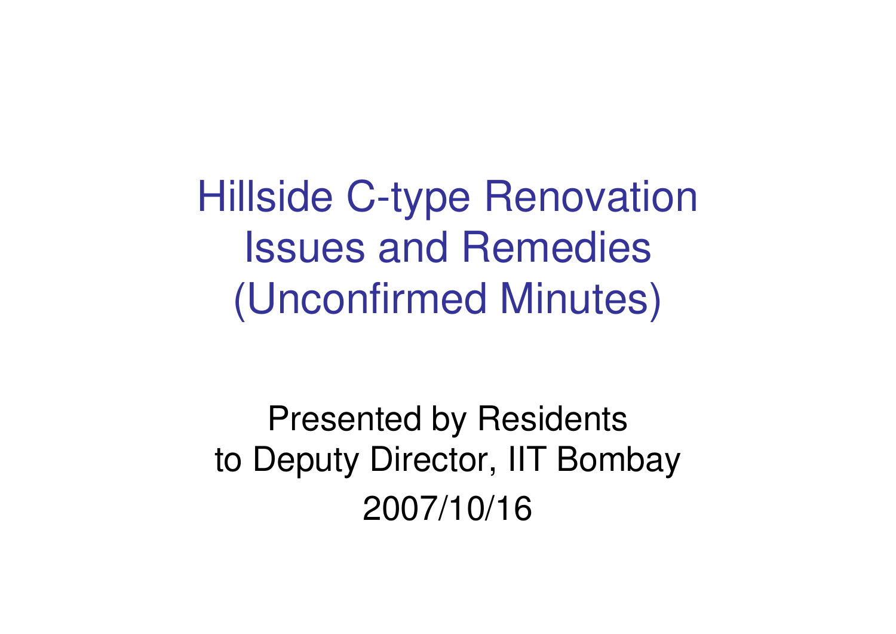# Hillside C-type Renovation Issues and Remedies (Unconfirmed Minutes)

Presented by Residents
to Deputy Director, IIT Bombay
2007/10/16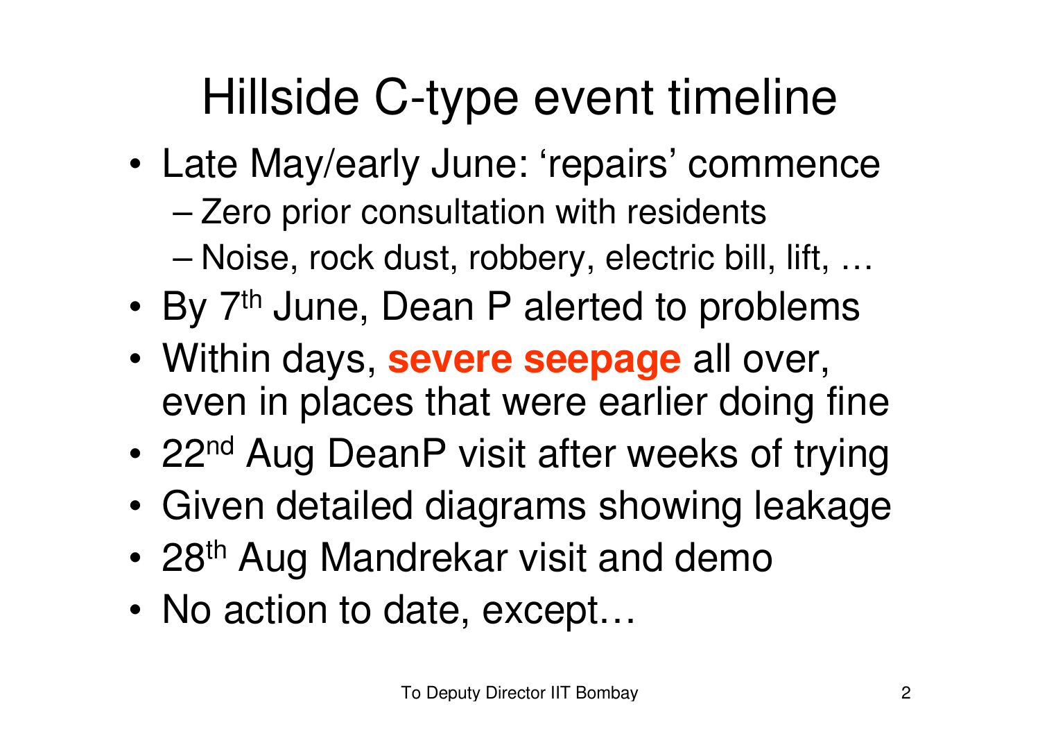# Hillside C-type event timeline

- Late May/early June: ‘repairs’ commence
  - Zero prior consultation with residents
  - Noise, rock dust, robbery, electric bill, lift, …
- By 7th June, Dean P alerted to problems
- Within days, **severe seepage** all over, even in places that were earlier doing fine
- 22nd Aug DeanP visit after weeks of trying
- Given detailed diagrams showing leakage
- 28th Aug Mandrekar visit and demo
- No action to date, except…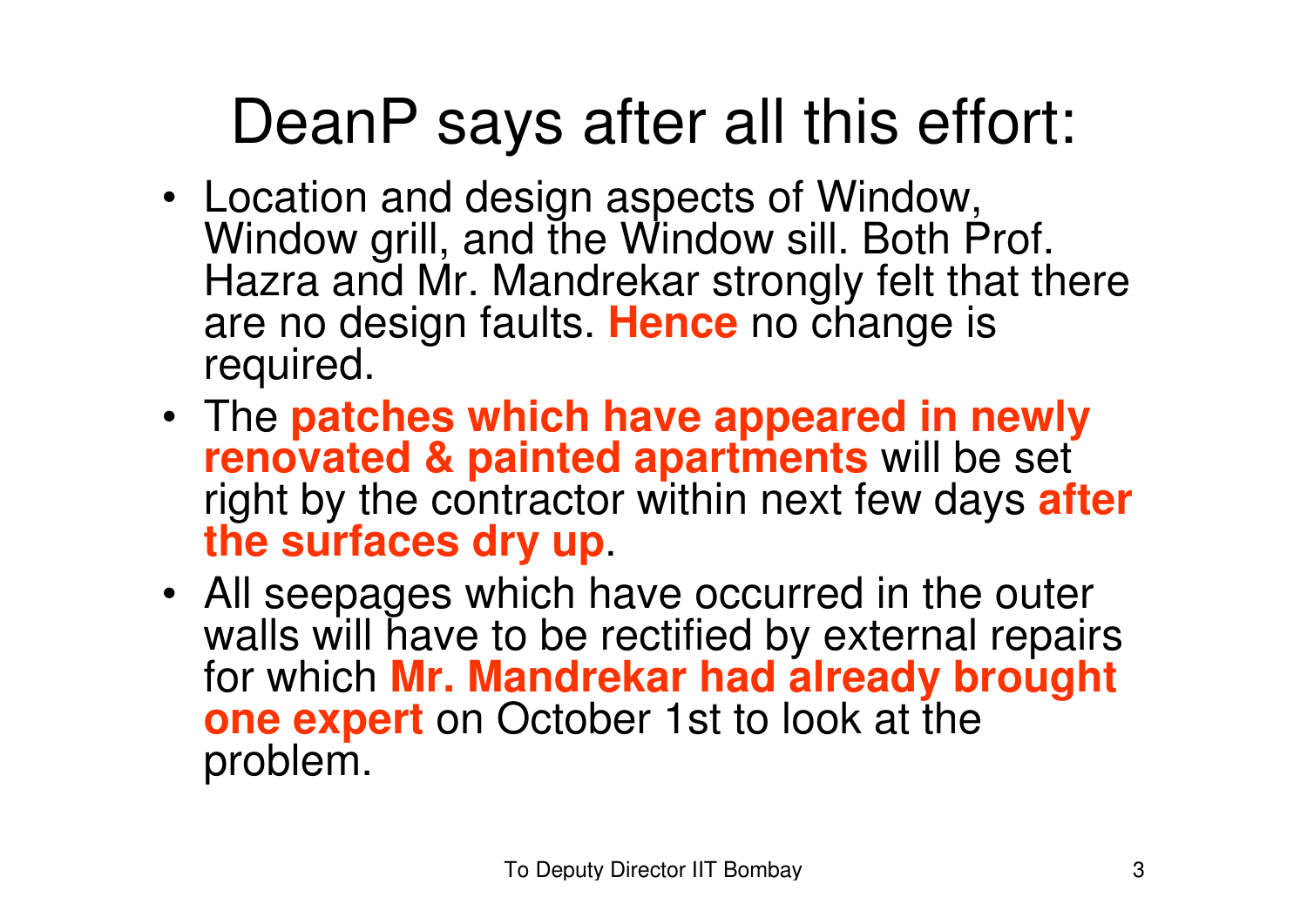# DeanP says after all this effort:

- Location and design aspects of Window, Window grill, and the Window sill. Both Prof. Hazra and Mr. Mandrekar strongly felt that there are no design faults. **Hence** no change is required.
- The **patches which have appeared in newly renovated & painted apartments** will be set right by the contractor within next few days **after the surfaces dry up**.
- All seepages which have occurred in the outer walls will have to be rectified by external repairs for which **Mr. Mandrekar had already brought one expert** on October 1st to look at the problem.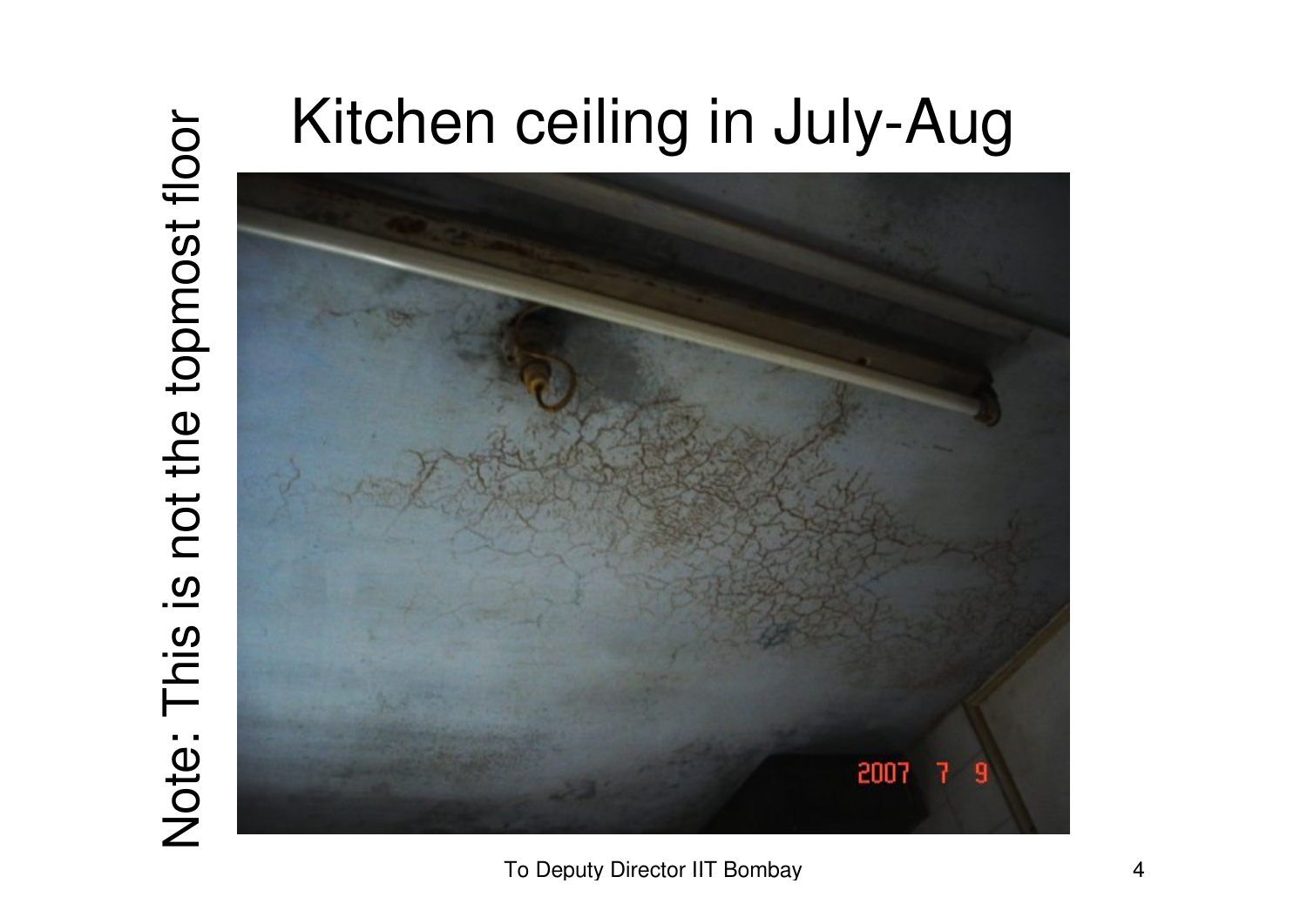# Kitchen ceiling in July-Aug

Note: This is not the topmost floor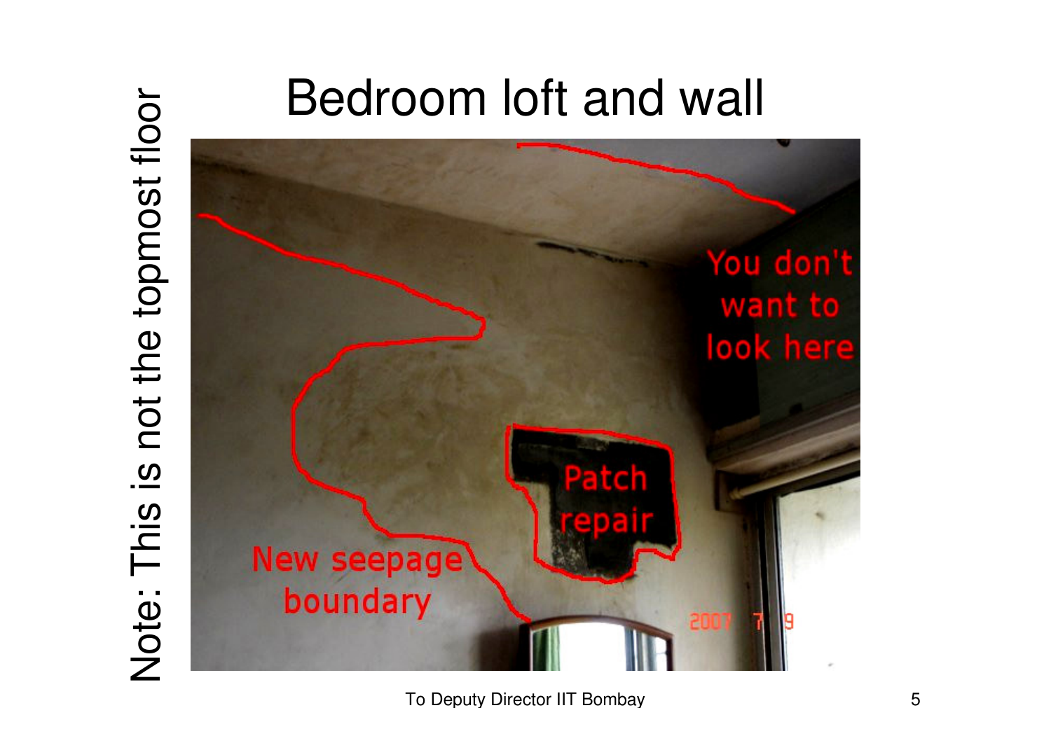# Bedroom loft and wall

Note: This is not the topmost floor

New seepage boundary

Patch repair

You don't want to look here

2007 7 9

To Deputy Director IIT Bombay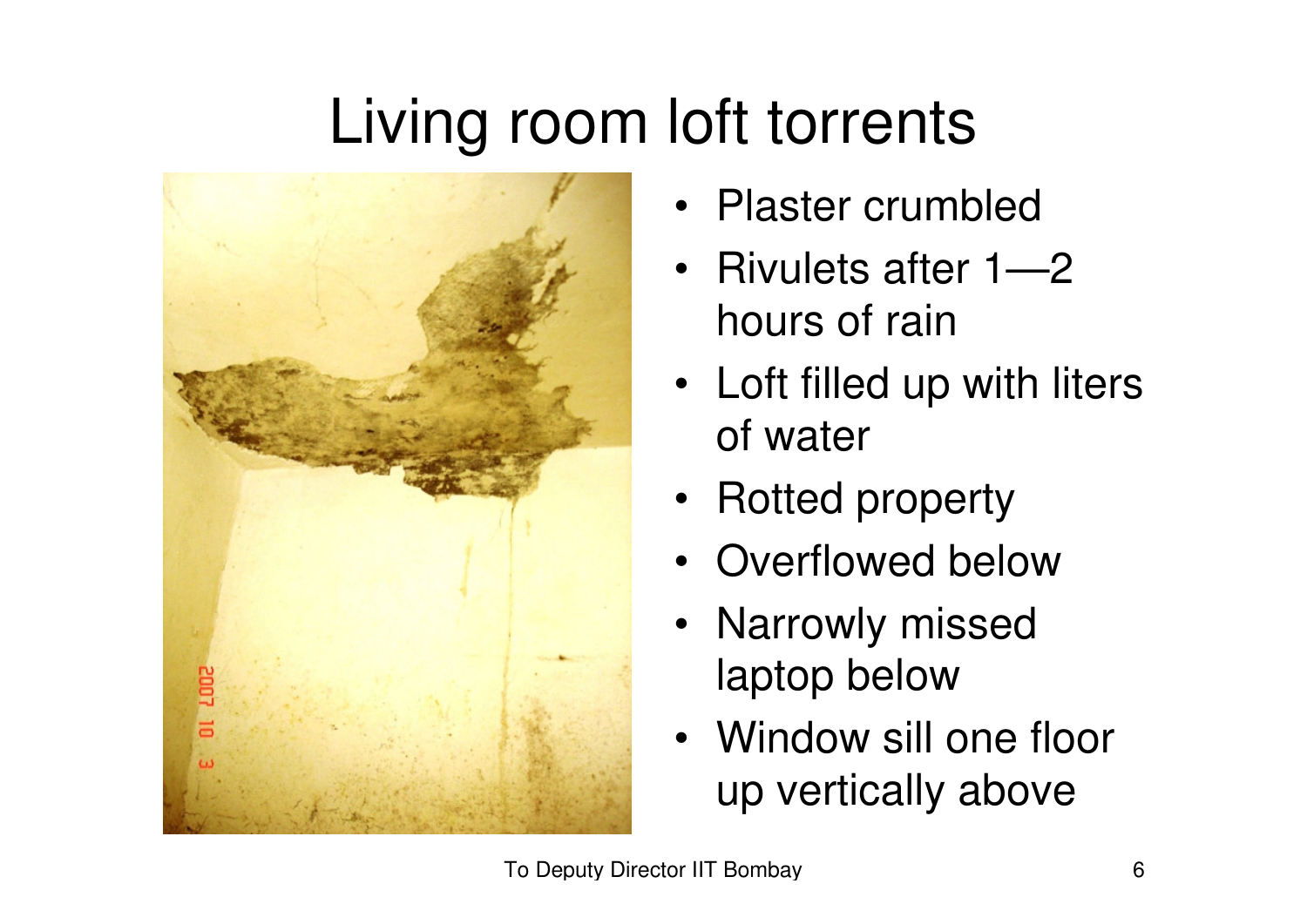# Living room loft torrents

- Plaster crumbled
- Rivulets after 1—2 hours of rain
- Loft filled up with liters of water
- Rotted property
- Overflowed below
- Narrowly missed laptop below
- Window sill one floor up vertically above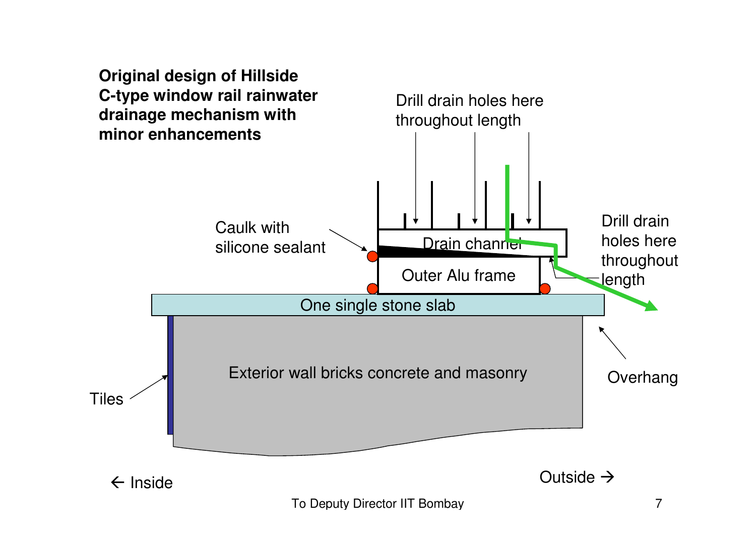**Original design of Hillside C-type window rail rainwater drainage mechanism with minor enhancements**

Drill drain holes here throughout length

Caulk with silicone sealant

Drain channel

Outer Alu frame

Drill drain holes here throughout length

One single stone slab

Exterior wall bricks concrete and masonry

Overhang

Tiles

← Inside

Outside →

To Deputy Director IIT Bombay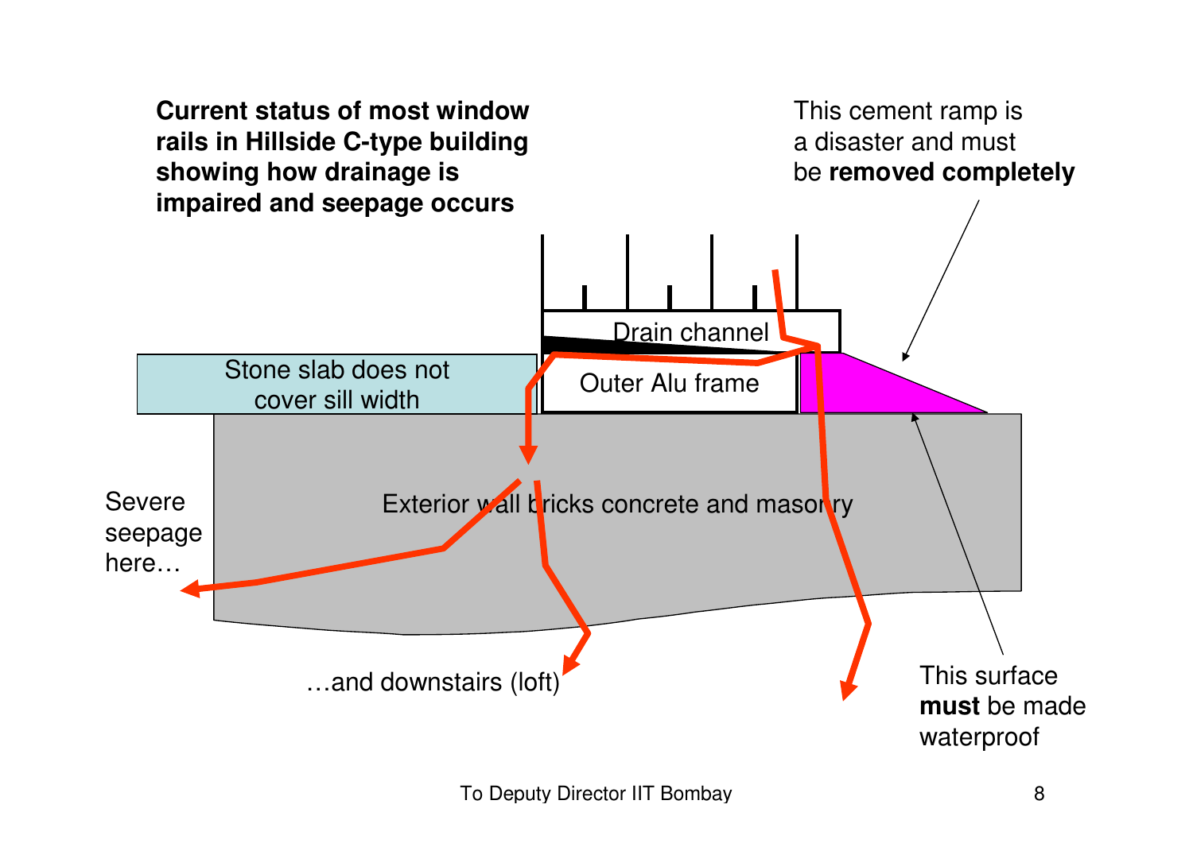**Current status of most window rails in Hillside C-type building showing how drainage is impaired and seepage occurs**

This cement ramp is a disaster and must be **removed completely**

Drain channel

Stone slab does not cover sill width

Outer Alu frame

Exterior wall bricks concrete and masonry

Severe seepage here…

…and downstairs (loft)

This surface **must** be made waterproof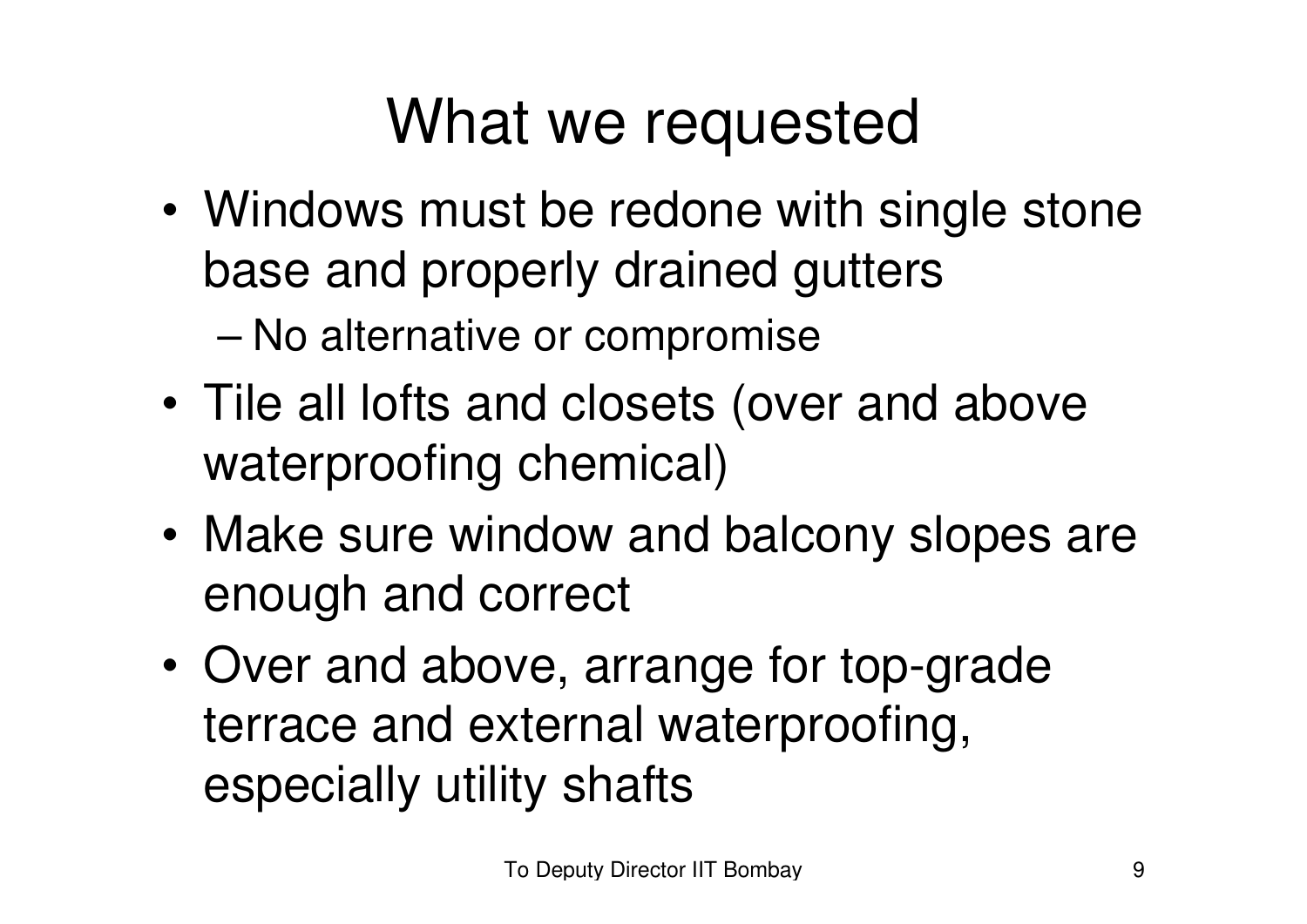# What we requested

- Windows must be redone with single stone base and properly drained gutters
  - No alternative or compromise
- Tile all lofts and closets (over and above waterproofing chemical)
- Make sure window and balcony slopes are enough and correct
- Over and above, arrange for top-grade terrace and external waterproofing, especially utility shafts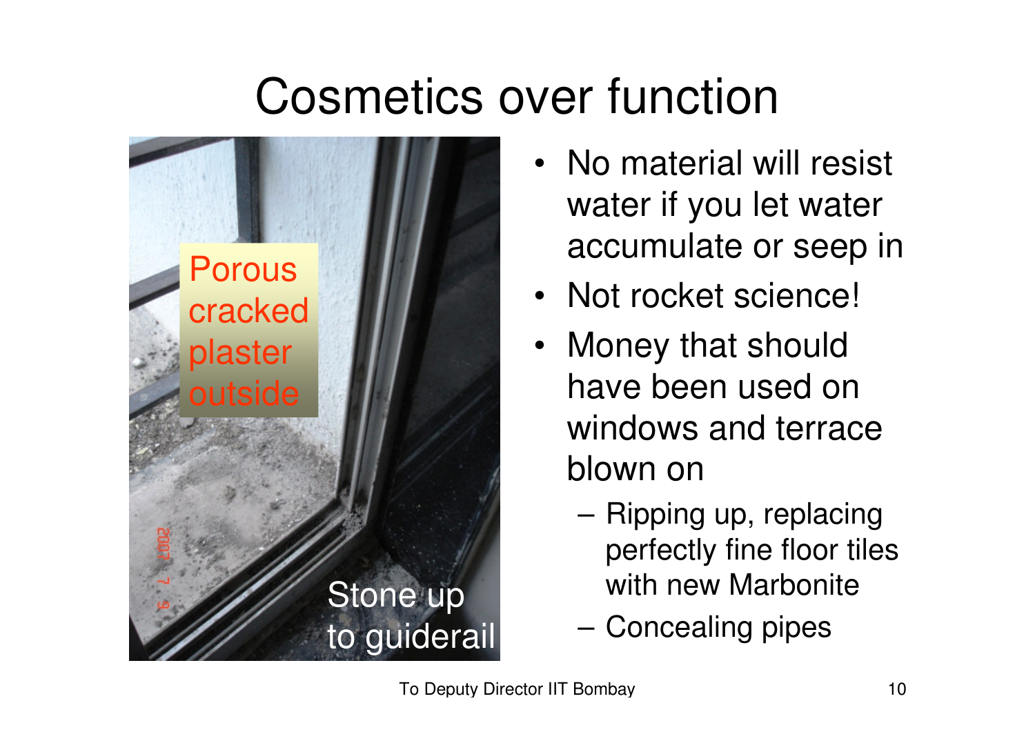# Cosmetics over function

Porous cracked plaster outside

Stone up to guiderail

- No material will resist water if you let water accumulate or seep in
- Not rocket science!
- Money that should have been used on windows and terrace blown on
  - Ripping up, replacing perfectly fine floor tiles with new Marbonite
  - Concealing pipes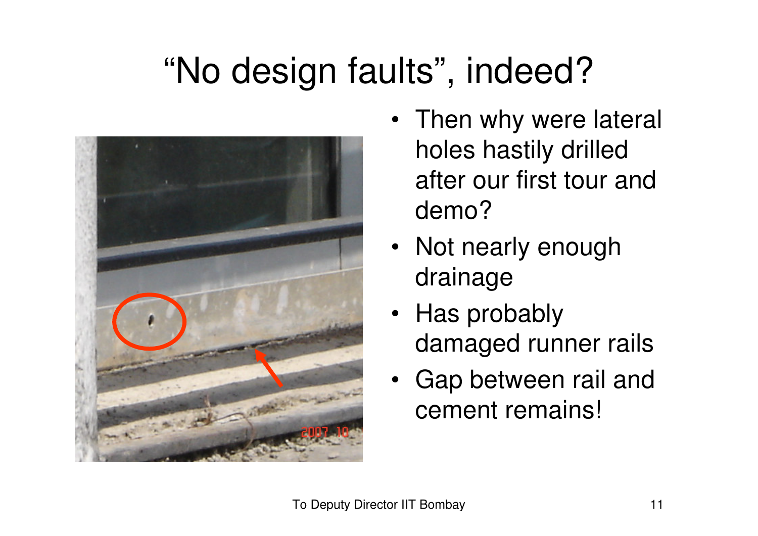# “No design faults”, indeed?

- Then why were lateral holes hastily drilled after our first tour and demo?
- Not nearly enough drainage
- Has probably damaged runner rails
- Gap between rail and cement remains!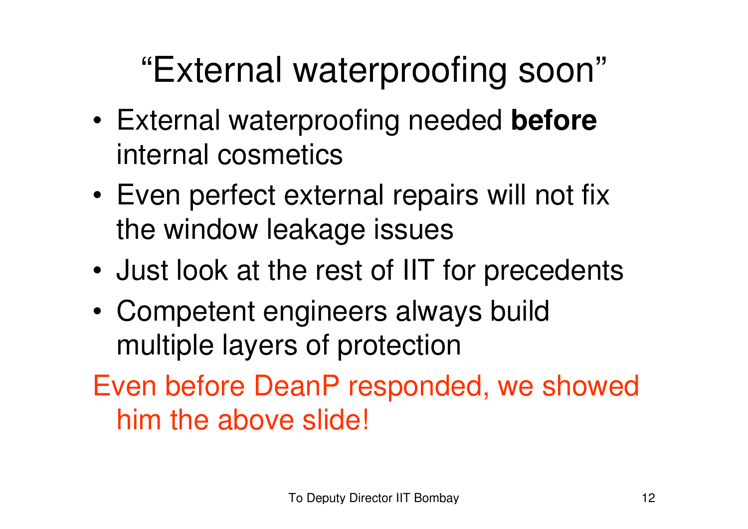# “External waterproofing soon”

- External waterproofing needed **before** internal cosmetics
- Even perfect external repairs will not fix the window leakage issues
- Just look at the rest of IIT for precedents
- Competent engineers always build multiple layers of protection

Even before DeanP responded, we showed him the above slide!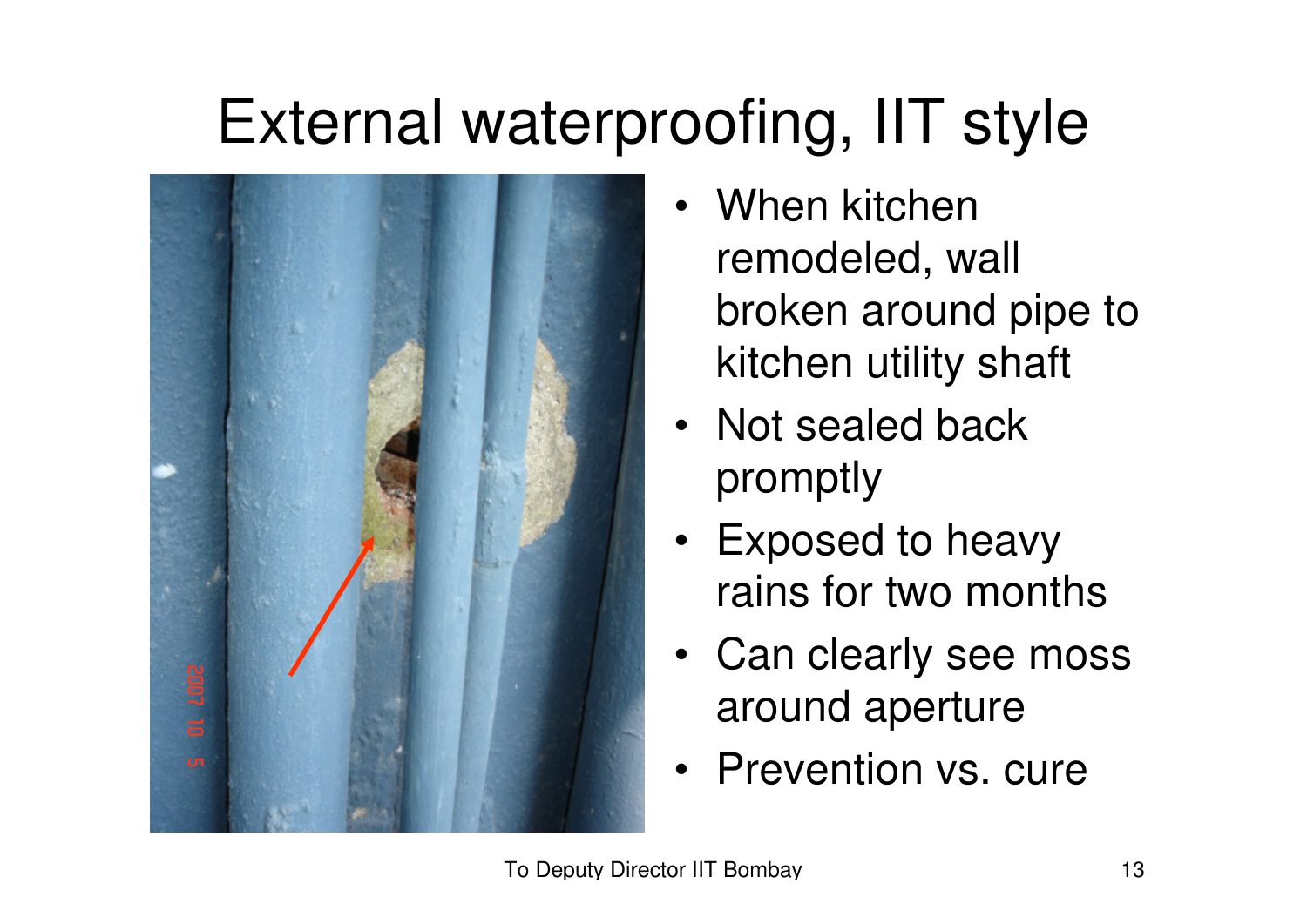# External waterproofing, IIT style

- When kitchen remodeled, wall broken around pipe to kitchen utility shaft
- Not sealed back promptly
- Exposed to heavy rains for two months
- Can clearly see moss around aperture
- Prevention vs. cure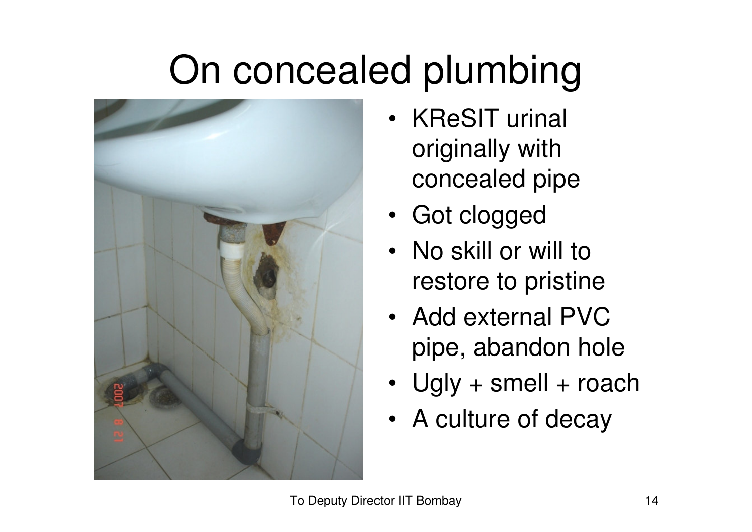# On concealed plumbing

- KReSIT urinal originally with concealed pipe
- Got clogged
- No skill or will to restore to pristine
- Add external PVC pipe, abandon hole
- Ugly + smell + roach
- A culture of decay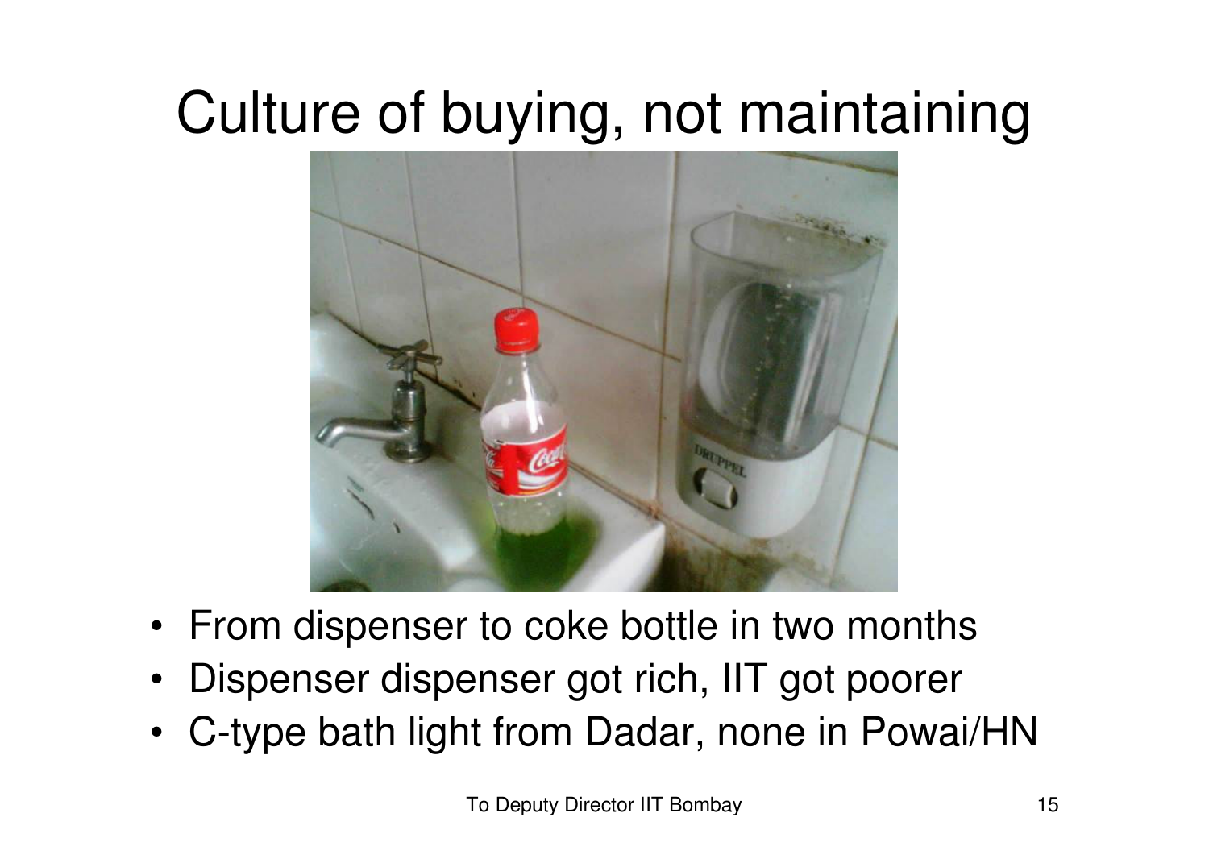# Culture of buying, not maintaining

- From dispenser to coke bottle in two months
- Dispenser dispenser got rich, IIT got poorer
- C-type bath light from Dadar, none in Powai/HN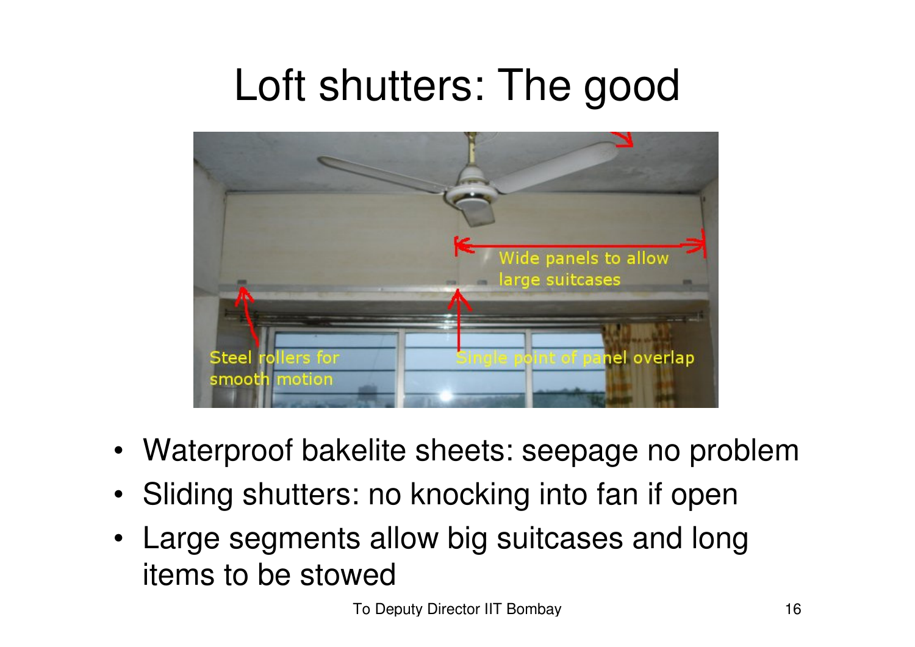# Loft shutters: The good

- Waterproof bakelite sheets: seepage no problem
- Sliding shutters: no knocking into fan if open
- Large segments allow big suitcases and long items to be stowed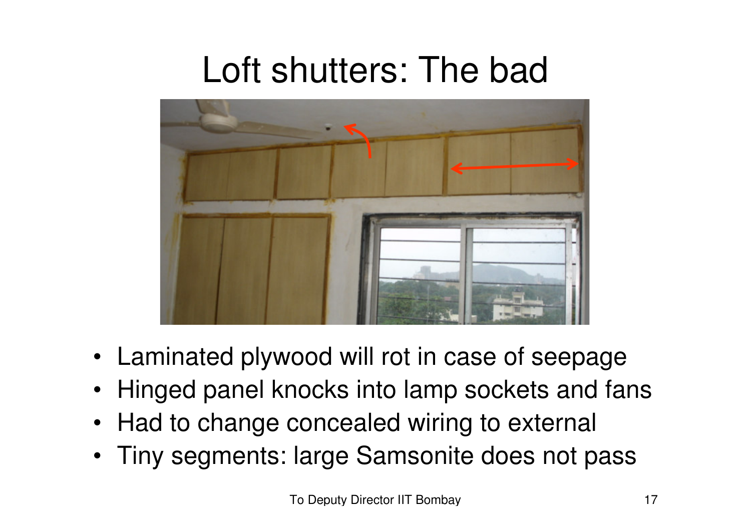# Loft shutters: The bad

- Laminated plywood will rot in case of seepage
- Hinged panel knocks into lamp sockets and fans
- Had to change concealed wiring to external
- Tiny segments: large Samsonite does not pass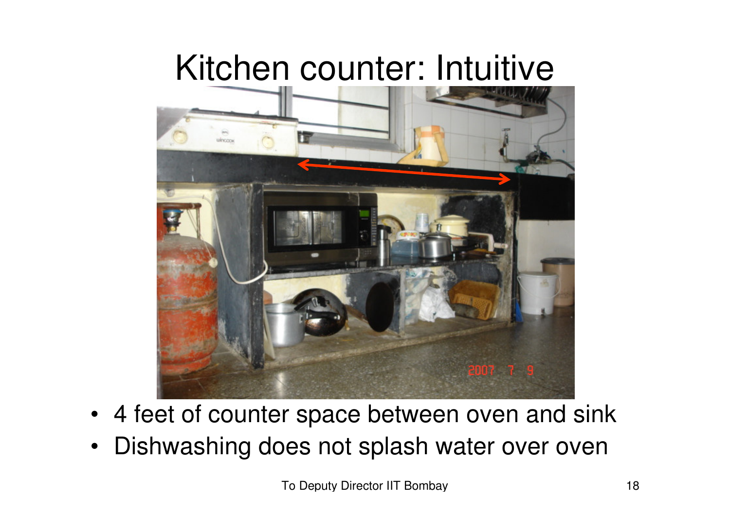# Kitchen counter: Intuitive

- 4 feet of counter space between oven and sink
- Dishwashing does not splash water over oven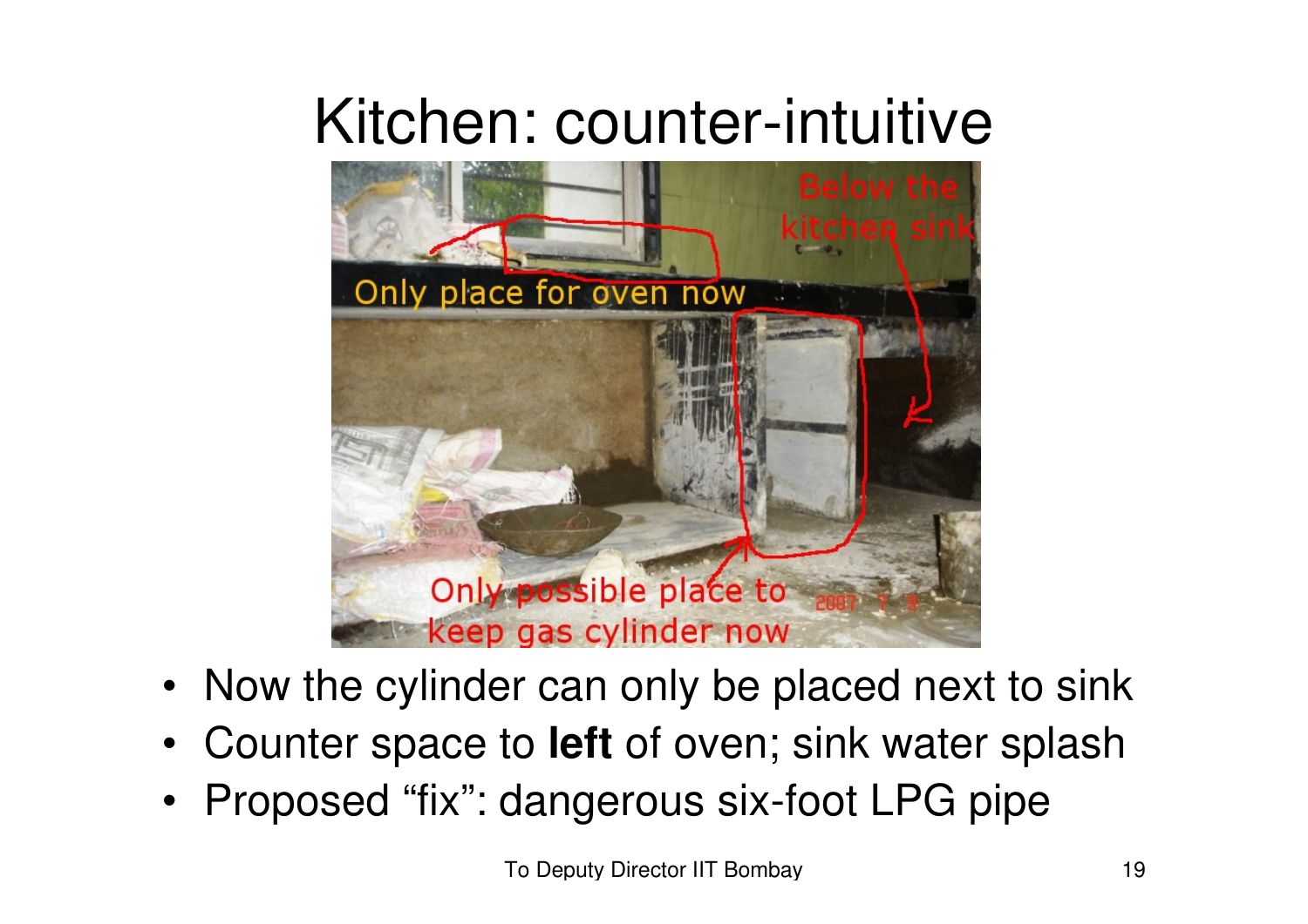# Kitchen: counter-intuitive

- Now the cylinder can only be placed next to sink
- Counter space to **left** of oven; sink water splash
- Proposed "fix": dangerous six-foot LPG pipe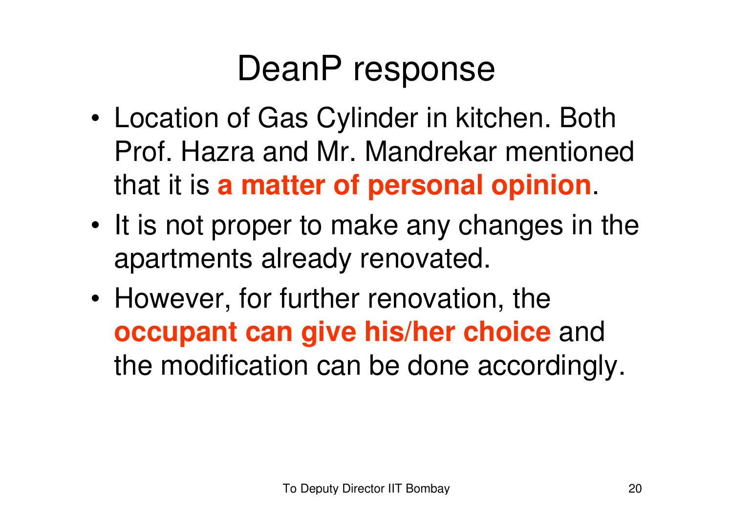# DeanP response

- Location of Gas Cylinder in kitchen. Both Prof. Hazra and Mr. Mandrekar mentioned that it is **a matter of personal opinion**.
- It is not proper to make any changes in the apartments already renovated.
- However, for further renovation, the **occupant can give his/her choice** and the modification can be done accordingly.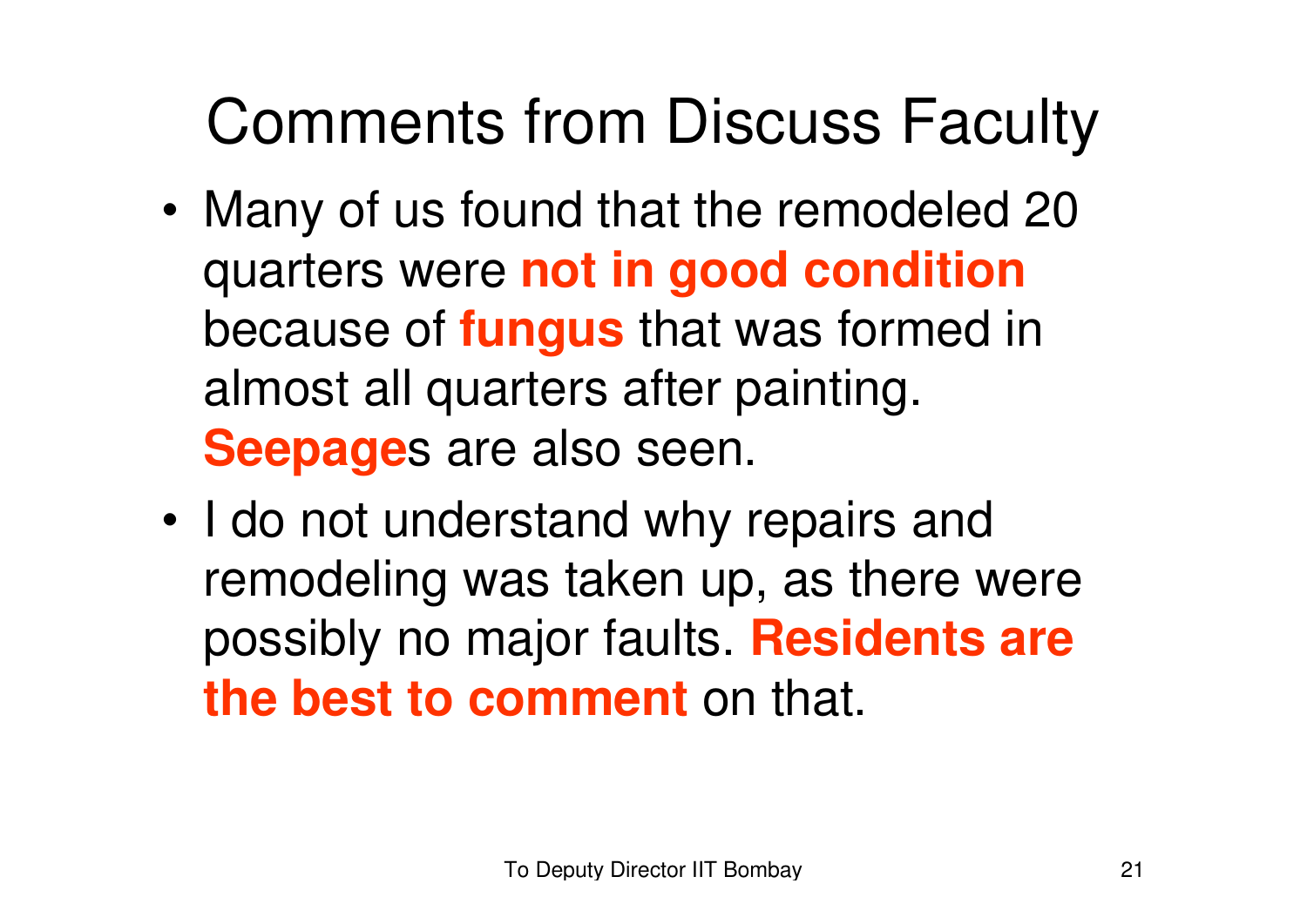# Comments from Discuss Faculty

- Many of us found that the remodeled 20 quarters were **not in good condition** because of **fungus** that was formed in almost all quarters after painting. **Seepage**s are also seen.
- I do not understand why repairs and remodeling was taken up, as there were possibly no major faults. **Residents are the best to comment** on that.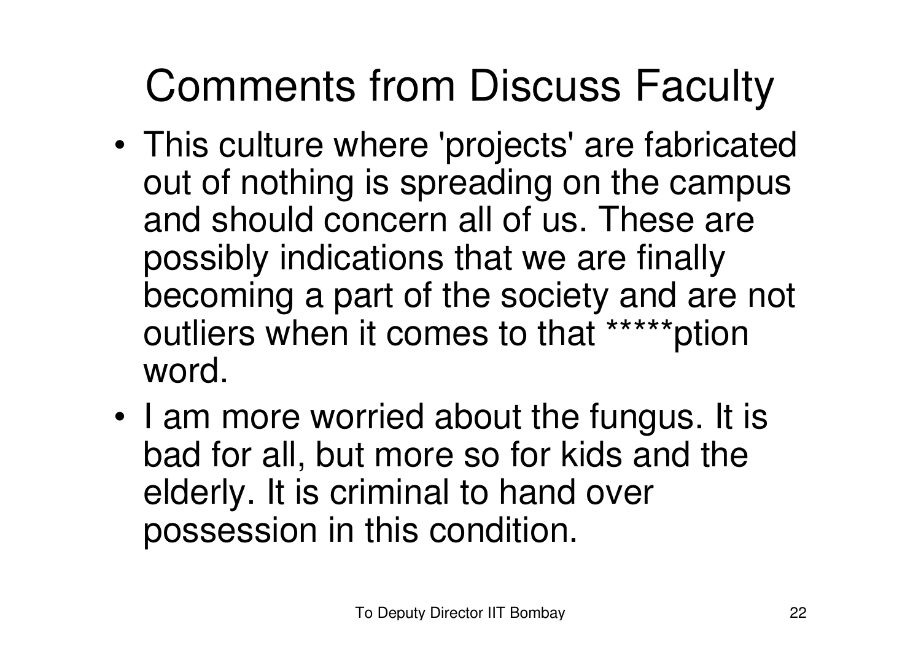# Comments from Discuss Faculty

- This culture where 'projects' are fabricated out of nothing is spreading on the campus and should concern all of us. These are possibly indications that we are finally becoming a part of the society and are not outliers when it comes to that *****ption word.
- I am more worried about the fungus. It is bad for all, but more so for kids and the elderly. It is criminal to hand over possession in this condition.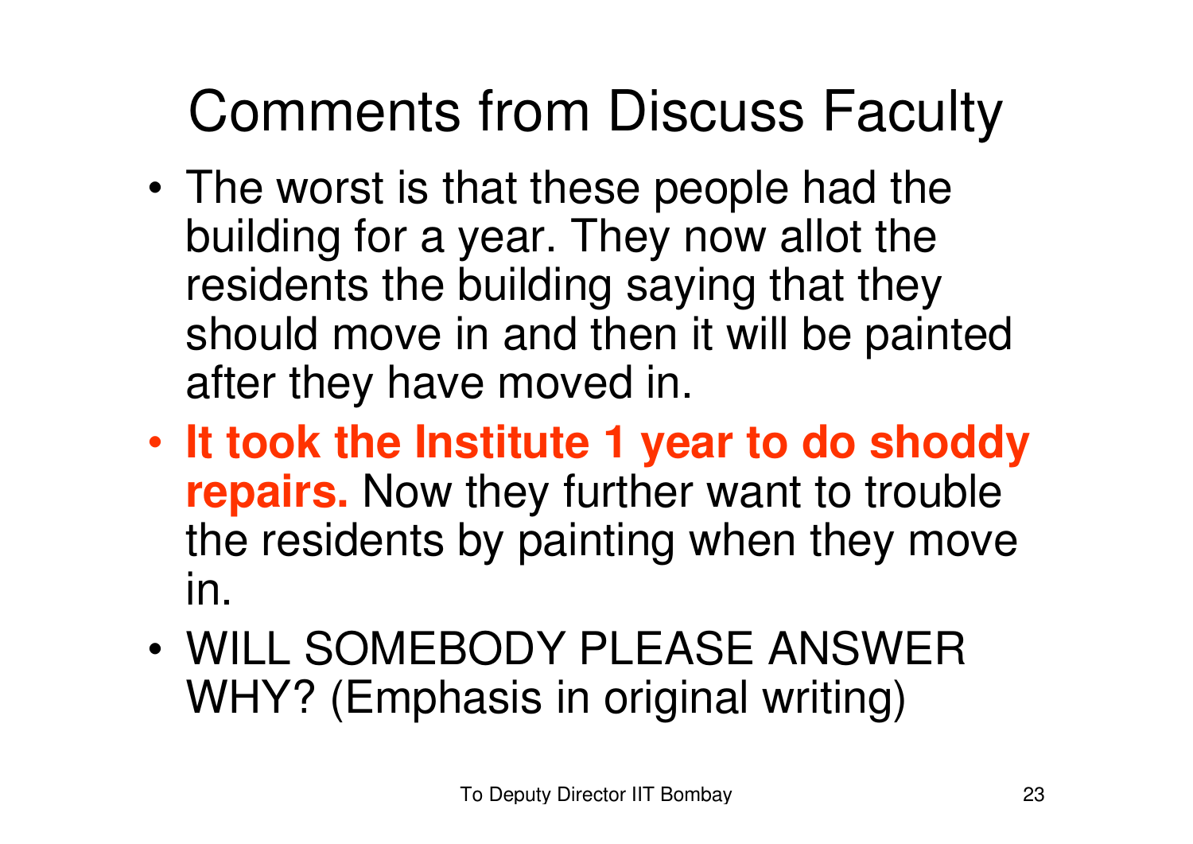# Comments from Discuss Faculty

- The worst is that these people had the building for a year. They now allot the residents the building saying that they should move in and then it will be painted after they have moved in.
- **It took the Institute 1 year to do shoddy repairs.** Now they further want to trouble the residents by painting when they move in.
- WILL SOMEBODY PLEASE ANSWER WHY? (Emphasis in original writing)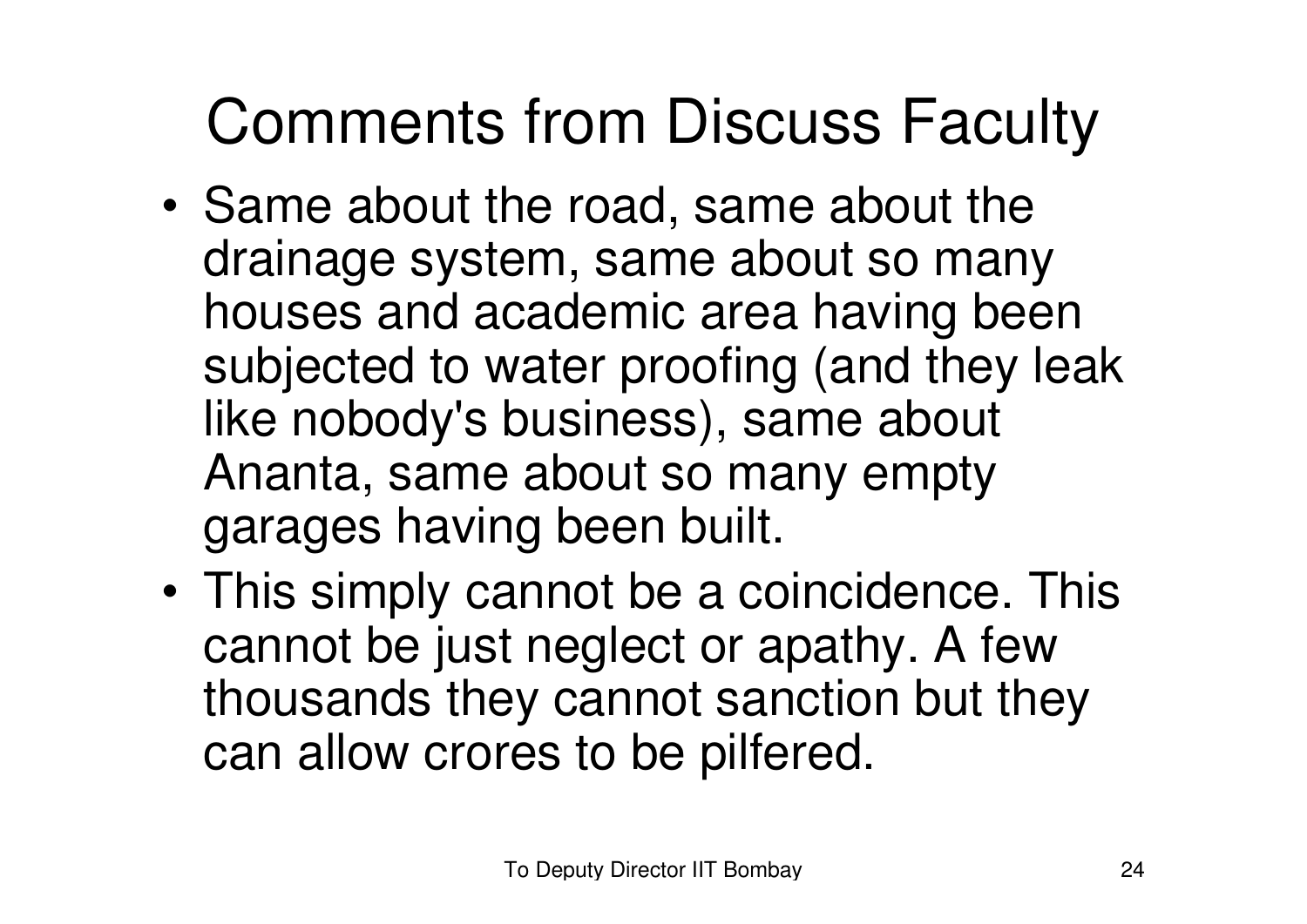# Comments from Discuss Faculty

- Same about the road, same about the drainage system, same about so many houses and academic area having been subjected to water proofing (and they leak like nobody's business), same about Ananta, same about so many empty garages having been built.
- This simply cannot be a coincidence. This cannot be just neglect or apathy. A few thousands they cannot sanction but they can allow crores to be pilfered.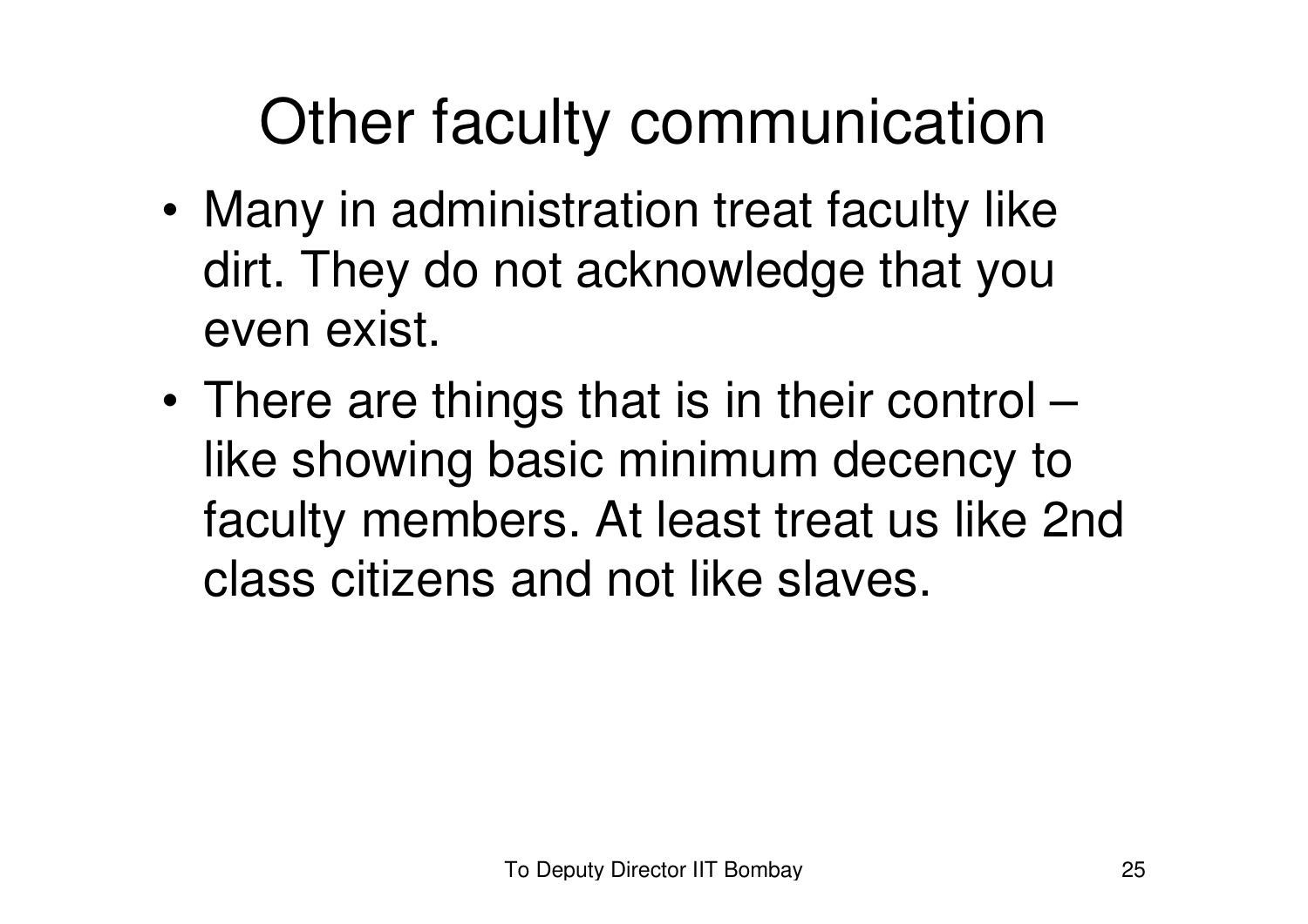# Other faculty communication

- Many in administration treat faculty like dirt. They do not acknowledge that you even exist.
- There are things that is in their control – like showing basic minimum decency to faculty members. At least treat us like 2nd class citizens and not like slaves.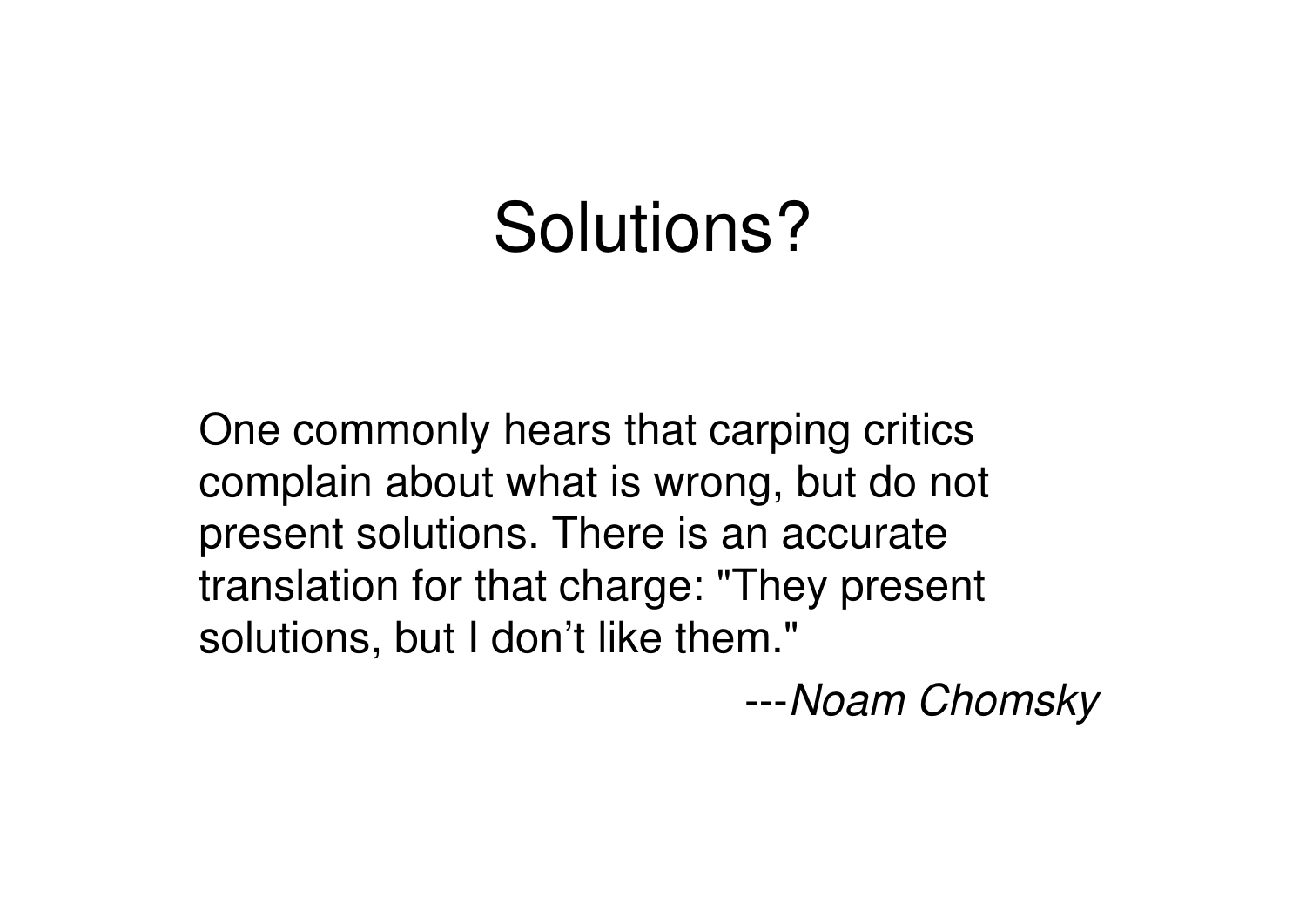# Solutions?

One commonly hears that carping critics complain about what is wrong, but do not present solutions. There is an accurate translation for that charge: "They present solutions, but I don't like them."

---*Noam Chomsky*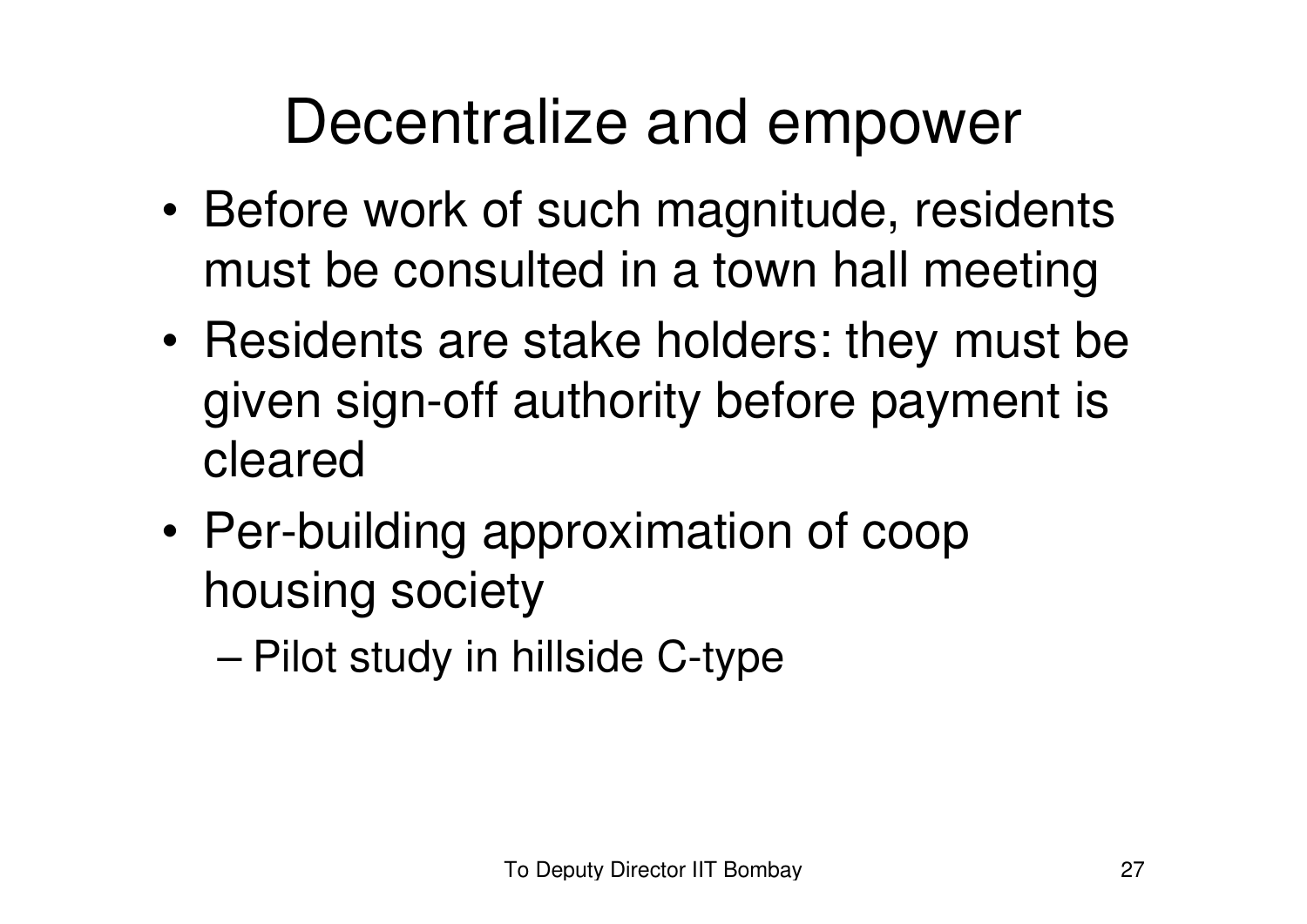# Decentralize and empower

- Before work of such magnitude, residents must be consulted in a town hall meeting
- Residents are stake holders: they must be given sign-off authority before payment is cleared
- Per-building approximation of coop housing society
  - Pilot study in hillside C-type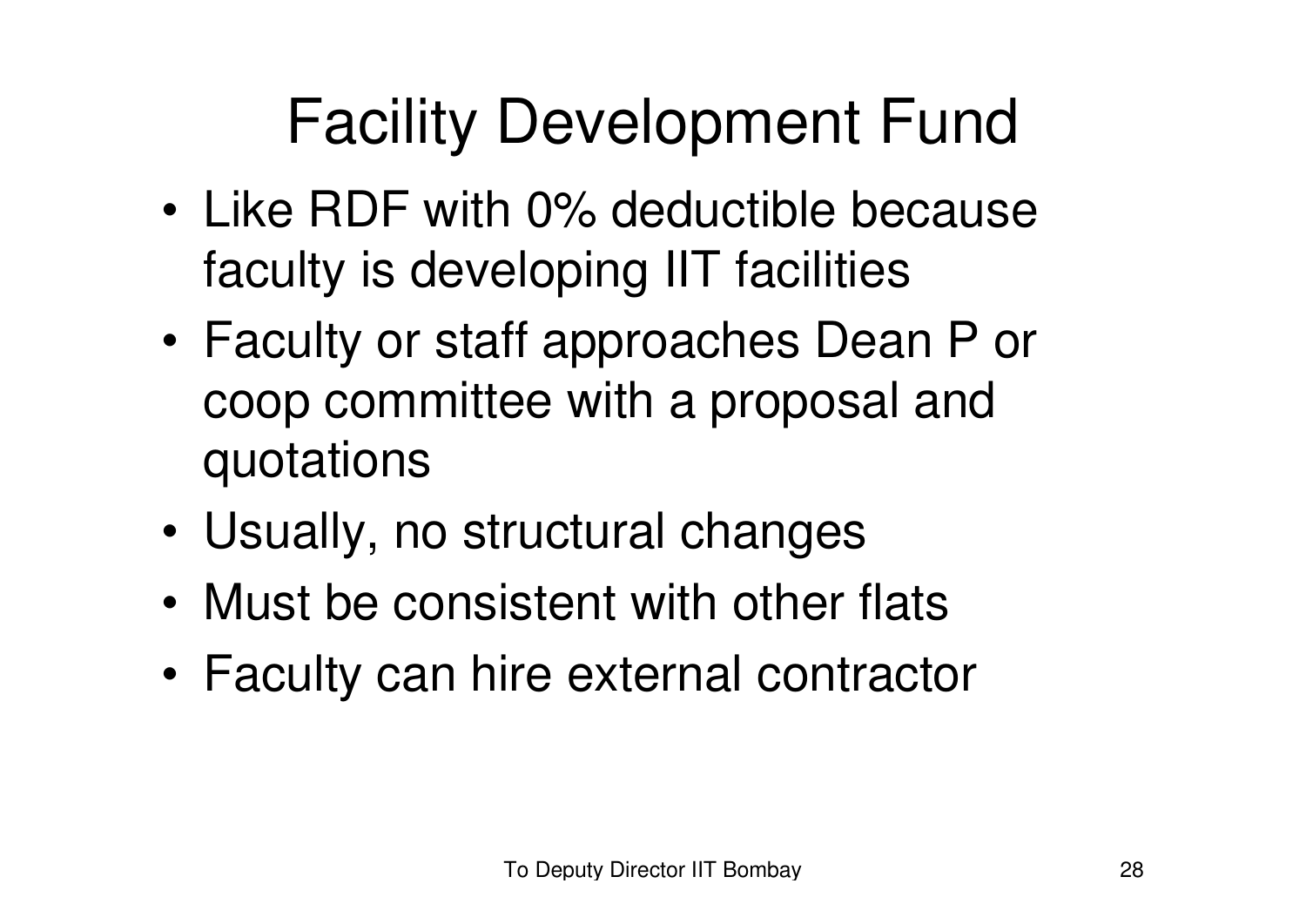# Facility Development Fund

- Like RDF with 0% deductible because faculty is developing IIT facilities
- Faculty or staff approaches Dean P or coop committee with a proposal and quotations
- Usually, no structural changes
- Must be consistent with other flats
- Faculty can hire external contractor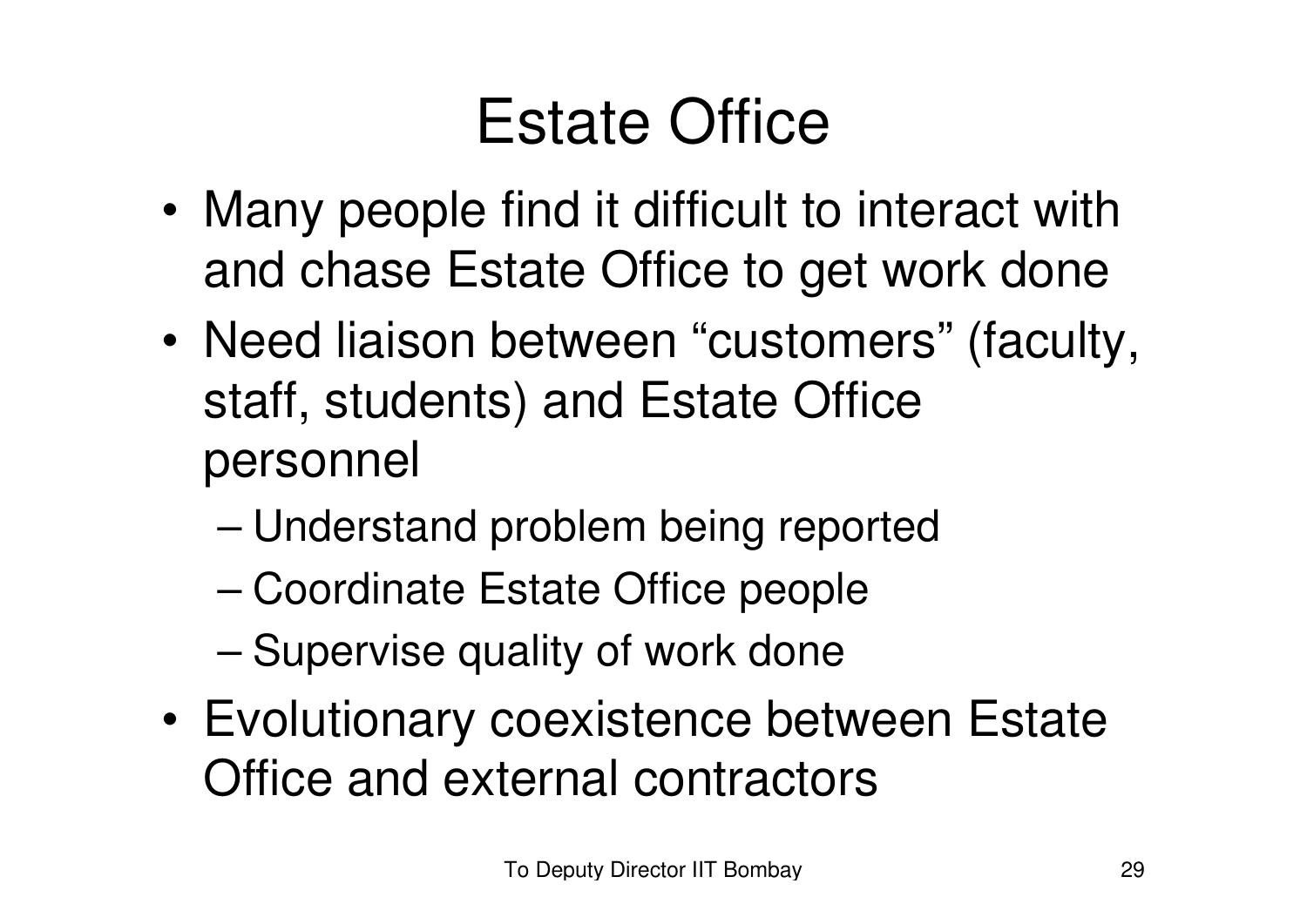# Estate Office

- Many people find it difficult to interact with and chase Estate Office to get work done
- Need liaison between "customers" (faculty, staff, students) and Estate Office personnel
  - Understand problem being reported
  - Coordinate Estate Office people
  - Supervise quality of work done
- Evolutionary coexistence between Estate Office and external contractors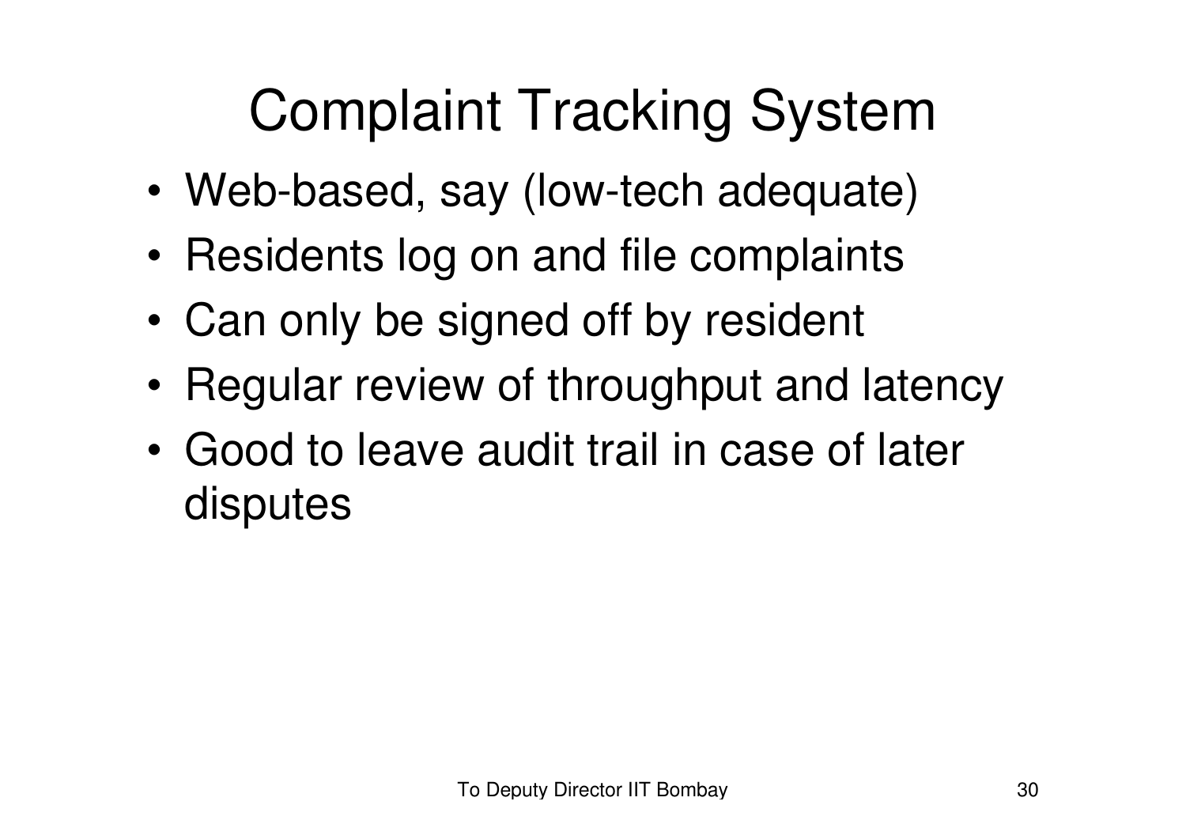# Complaint Tracking System

- Web-based, say (low-tech adequate)
- Residents log on and file complaints
- Can only be signed off by resident
- Regular review of throughput and latency
- Good to leave audit trail in case of later disputes